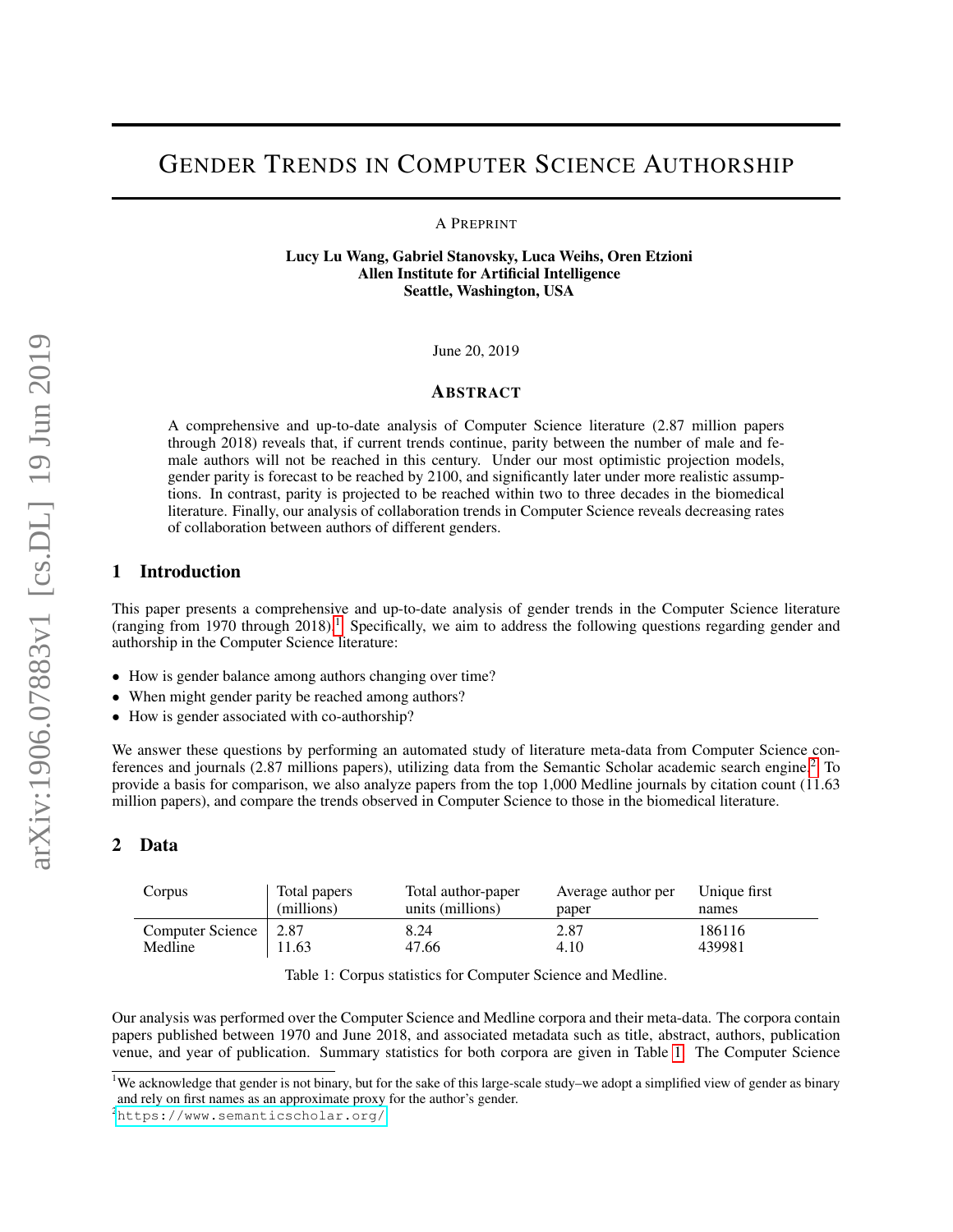# Gender Trends in Computer Science Authorship

A Preprint

**Lucy Lu Wang, Gabriel Stanovsky, Luca Weihs, Oren Etzioni**
**Allen Institute for Artificial Intelligence**
**Seattle, Washington, USA**

June 20, 2019

## Abstract

A comprehensive and up-to-date analysis of Computer Science literature (2.87 million papers through 2018) reveals that, if current trends continue, parity between the number of male and female authors will not be reached in this century. Under our most optimistic projection models, gender parity is forecast to be reached by 2100, and significantly later under more realistic assumptions. In contrast, parity is projected to be reached within two to three decades in the biomedical literature. Finally, our analysis of collaboration trends in Computer Science reveals decreasing rates of collaboration between authors of different genders.

## 1 Introduction

This paper presents a comprehensive and up-to-date analysis of gender trends in the Computer Science literature (ranging from 1970 through 2018).[1] Specifically, we aim to address the following questions regarding gender and authorship in the Computer Science literature:

- How is gender balance among authors changing over time?
- When might gender parity be reached among authors?
- How is gender associated with co-authorship?

We answer these questions by performing an automated study of literature meta-data from Computer Science conferences and journals (2.87 millions papers), utilizing data from the Semantic Scholar academic search engine.[2] To provide a basis for comparison, we also analyze papers from the top 1,000 Medline journals by citation count (11.63 million papers), and compare the trends observed in Computer Science to those in the biomedical literature.

## 2 Data

| Corpus | Total papers (millions) | Total author-paper units (millions) | Average author per paper | Unique first names |
|---|---|---|---|---|
| Computer Science | 2.87 | 8.24 | 2.87 | 186116 |
| Medline | 11.63 | 47.66 | 4.10 | 439981 |

Table 1: Corpus statistics for Computer Science and Medline.

Our analysis was performed over the Computer Science and Medline corpora and their meta-data. The corpora contain papers published between 1970 and June 2018, and associated metadata such as title, abstract, authors, publication venue, and year of publication. Summary statistics for both corpora are given in Table 1. The Computer Science

[1] We acknowledge that gender is not binary, but for the sake of this large-scale study–we adopt a simplified view of gender as binary and rely on first names as an approximate proxy for the author's gender.

[2] https://www.semanticscholar.org/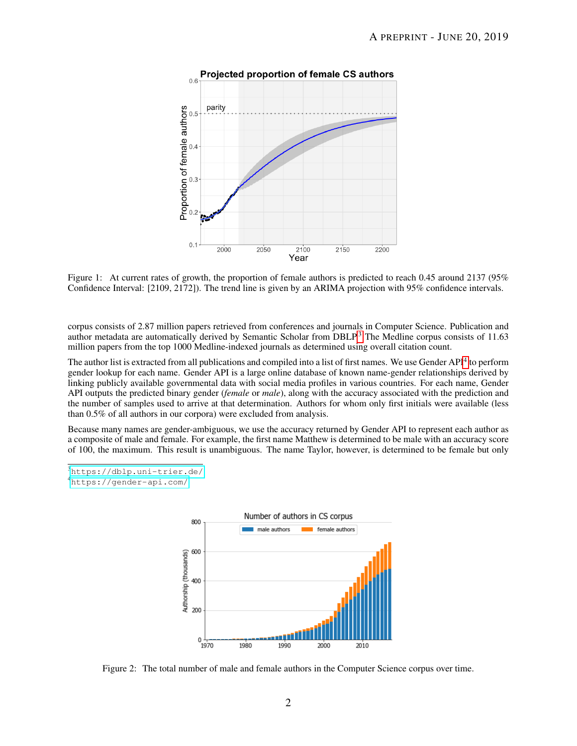Figure 1: At current rates of growth, the proportion of female authors is predicted to reach 0.45 around 2137 (95% Confidence Interval: [2109, 2172]). The trend line is given by an ARIMA projection with 95% confidence intervals.

corpus consists of 2.87 million papers retrieved from conferences and journals in Computer Science. Publication and author metadata are automatically derived by Semantic Scholar from DBLP[3] The Medline corpus consists of 11.63 million papers from the top 1000 Medline-indexed journals as determined using overall citation count.

The author list is extracted from all publications and compiled into a list of first names. We use Gender API[4] to perform gender lookup for each name. Gender API is a large online database of known name-gender relationships derived by linking publicly available governmental data with social media profiles in various countries. For each name, Gender API outputs the predicted binary gender (*female* or *male*), along with the accuracy associated with the prediction and the number of samples used to arrive at that determination. Authors for whom only first initials were available (less than 0.5% of all authors in our corpora) were excluded from analysis.

Because many names are gender-ambiguous, we use the accuracy returned by Gender API to represent each author as a composite of male and female. For example, the first name Matthew is determined to be male with an accuracy score of 100, the maximum. This result is unambiguous. The name Taylor, however, is determined to be female but only

[3] https://dblp.uni-trier.de/

[4] https://gender-api.com/

Figure 2: The total number of male and female authors in the Computer Science corpus over time.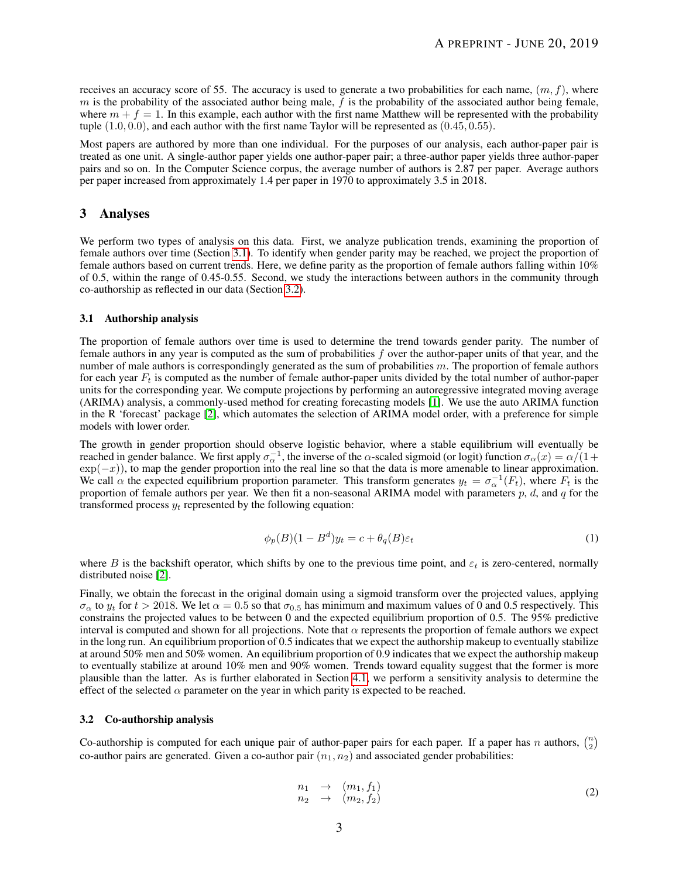receives an accuracy score of 55. The accuracy is used to generate a two probabilities for each name, $(m, f)$, where $m$ is the probability of the associated author being male, $f$ is the probability of the associated author being female, where $m + f = 1$. In this example, each author with the first name Matthew will be represented with the probability tuple $(1.0, 0.0)$, and each author with the first name Taylor will be represented as $(0.45, 0.55)$.

Most papers are authored by more than one individual. For the purposes of our analysis, each author-paper pair is treated as one unit. A single-author paper yields one author-paper pair; a three-author paper yields three author-paper pairs and so on. In the Computer Science corpus, the average number of authors is 2.87 per paper. Average authors per paper increased from approximately 1.4 per paper in 1970 to approximately 3.5 in 2018.

## 3 Analyses

We perform two types of analysis on this data. First, we analyze publication trends, examining the proportion of female authors over time (Section 3.1). To identify when gender parity may be reached, we project the proportion of female authors based on current trends. Here, we define parity as the proportion of female authors falling within 10% of 0.5, within the range of 0.45-0.55. Second, we study the interactions between authors in the community through co-authorship as reflected in our data (Section 3.2).

### 3.1 Authorship analysis

The proportion of female authors over time is used to determine the trend towards gender parity. The number of female authors in any year is computed as the sum of probabilities $f$ over the author-paper units of that year, and the number of male authors is correspondingly generated as the sum of probabilities $m$. The proportion of female authors for each year $F_t$ is computed as the number of female author-paper units divided by the total number of author-paper units for the corresponding year. We compute projections by performing an autoregressive integrated moving average (ARIMA) analysis, a commonly-used method for creating forecasting models [1]. We use the auto ARIMA function in the R 'forecast' package [2], which automates the selection of ARIMA model order, with a preference for simple models with lower order.

The growth in gender proportion should observe logistic behavior, where a stable equilibrium will eventually be reached in gender balance. We first apply $\sigma_\alpha^{-1}$, the inverse of the $\alpha$-scaled sigmoid (or logit) function $\sigma_\alpha(x) = \alpha/(1 + \exp(-x))$, to map the gender proportion into the real line so that the data is more amenable to linear approximation. We call $\alpha$ the expected equilibrium proportion parameter. This transform generates $y_t = \sigma_\alpha^{-1}(F_t)$, where $F_t$ is the proportion of female authors per year. We then fit a non-seasonal ARIMA model with parameters $p$, $d$, and $q$ for the transformed process $y_t$ represented by the following equation:

$$\phi_p(B)(1 - B^d)y_t = c + \theta_q(B)\varepsilon_t \tag{1}$$

where $B$ is the backshift operator, which shifts by one to the previous time point, and $\varepsilon_t$ is zero-centered, normally distributed noise [2].

Finally, we obtain the forecast in the original domain using a sigmoid transform over the projected values, applying $\sigma_\alpha$ to $y_t$ for $t > 2018$. We let $\alpha = 0.5$ so that $\sigma_{0.5}$ has minimum and maximum values of 0 and 0.5 respectively. This constrains the projected values to be between 0 and the expected equilibrium proportion of 0.5. The 95% predictive interval is computed and shown for all projections. Note that $\alpha$ represents the proportion of female authors we expect in the long run. An equilibrium proportion of 0.5 indicates that we expect the authorship makeup to eventually stabilize at around 50% men and 50% women. An equilibrium proportion of 0.9 indicates that we expect the authorship makeup to eventually stabilize at around 10% men and 90% women. Trends toward equality suggest that the former is more plausible than the latter. As is further elaborated in Section 4.1, we perform a sensitivity analysis to determine the effect of the selected $\alpha$ parameter on the year in which parity is expected to be reached.

### 3.2 Co-authorship analysis

Co-authorship is computed for each unique pair of author-paper pairs for each paper. If a paper has $n$ authors, $\binom{n}{2}$ co-author pairs are generated. Given a co-author pair $(n_1, n_2)$ and associated gender probabilities:

$$\begin{array}{lll} n_1 & \rightarrow & (m_1, f_1) \\ n_2 & \rightarrow & (m_2, f_2) \end{array} \tag{2}$$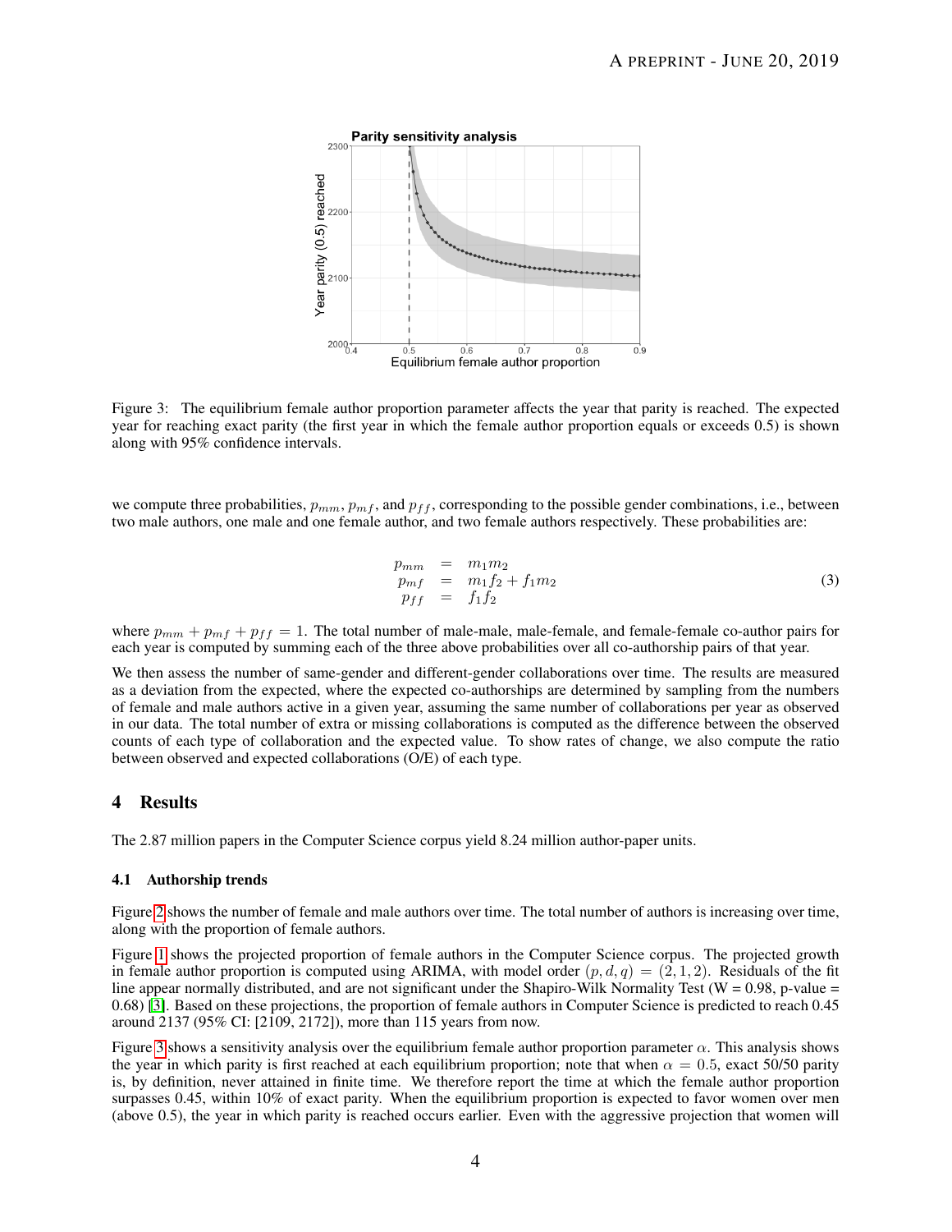Figure 3: The equilibrium female author proportion parameter affects the year that parity is reached. The expected year for reaching exact parity (the first year in which the female author proportion equals or exceeds 0.5) is shown along with 95% confidence intervals.

we compute three probabilities, $p_{mm}$, $p_{mf}$, and $p_{ff}$, corresponding to the possible gender combinations, i.e., between two male authors, one male and one female author, and two female authors respectively. These probabilities are:

$$
\begin{aligned}
p_{mm} &= m_1 m_2 \\
p_{mf} &= m_1 f_2 + f_1 m_2 \\
p_{ff} &= f_1 f_2
\end{aligned}
\tag{3}
$$

where $p_{mm} + p_{mf} + p_{ff} = 1$. The total number of male-male, male-female, and female-female co-author pairs for each year is computed by summing each of the three above probabilities over all co-authorship pairs of that year.

We then assess the number of same-gender and different-gender collaborations over time. The results are measured as a deviation from the expected, where the expected co-authorships are determined by sampling from the numbers of female and male authors active in a given year, assuming the same number of collaborations per year as observed in our data. The total number of extra or missing collaborations is computed as the difference between the observed counts of each type of collaboration and the expected value. To show rates of change, we also compute the ratio between observed and expected collaborations (O/E) of each type.

# 4 Results

The 2.87 million papers in the Computer Science corpus yield 8.24 million author-paper units.

## 4.1 Authorship trends

Figure 2 shows the number of female and male authors over time. The total number of authors is increasing over time, along with the proportion of female authors.

Figure 1 shows the projected proportion of female authors in the Computer Science corpus. The projected growth in female author proportion is computed using ARIMA, with model order $(p, d, q) = (2, 1, 2)$. Residuals of the fit line appear normally distributed, and are not significant under the Shapiro-Wilk Normality Test (W = 0.98, p-value = 0.68) [3]. Based on these projections, the proportion of female authors in Computer Science is predicted to reach 0.45 around 2137 (95% CI: [2109, 2172]), more than 115 years from now.

Figure 3 shows a sensitivity analysis over the equilibrium female author proportion parameter $\alpha$. This analysis shows the year in which parity is first reached at each equilibrium proportion; note that when $\alpha = 0.5$, exact 50/50 parity is, by definition, never attained in finite time. We therefore report the time at which the female author proportion surpasses 0.45, within 10% of exact parity. When the equilibrium proportion is expected to favor women over men (above 0.5), the year in which parity is reached occurs earlier. Even with the aggressive projection that women will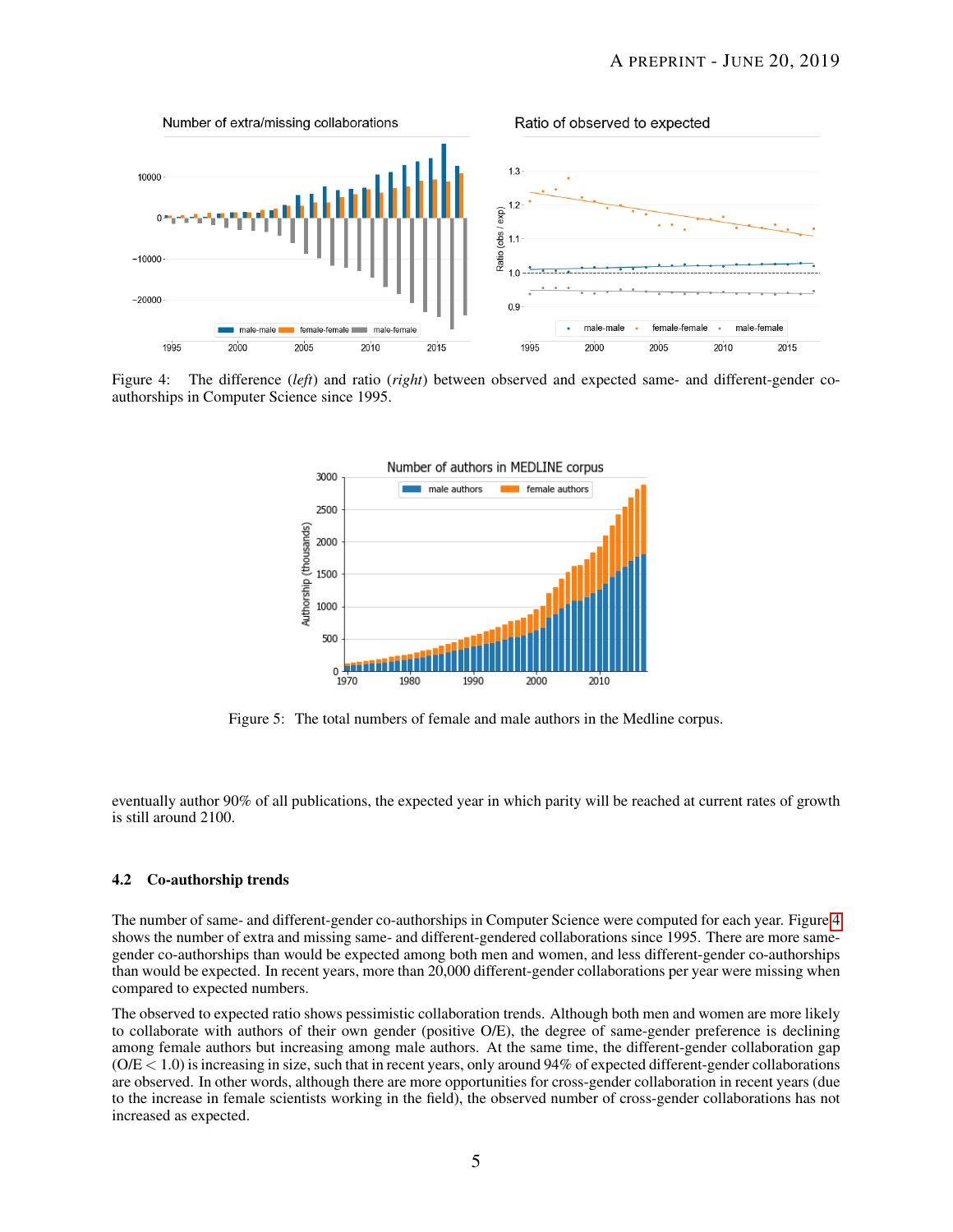Figure 4: The difference (*left*) and ratio (*right*) between observed and expected same- and different-gender co-authorships in Computer Science since 1995.

Figure 5: The total numbers of female and male authors in the Medline corpus.

eventually author 90% of all publications, the expected year in which parity will be reached at current rates of growth is still around 2100.

### 4.2 Co-authorship trends

The number of same- and different-gender co-authorships in Computer Science were computed for each year. Figure 4 shows the number of extra and missing same- and different-gendered collaborations since 1995. There are more same-gender co-authorships than would be expected among both men and women, and less different-gender co-authorships than would be expected. In recent years, more than 20,000 different-gender collaborations per year were missing when compared to expected numbers.

The observed to expected ratio shows pessimistic collaboration trends. Although both men and women are more likely to collaborate with authors of their own gender (positive O/E), the degree of same-gender preference is declining among female authors but increasing among male authors. At the same time, the different-gender collaboration gap (O/E $< 1.0$) is increasing in size, such that in recent years, only around 94% of expected different-gender collaborations are observed. In other words, although there are more opportunities for cross-gender collaboration in recent years (due to the increase in female scientists working in the field), the observed number of cross-gender collaborations has not increased as expected.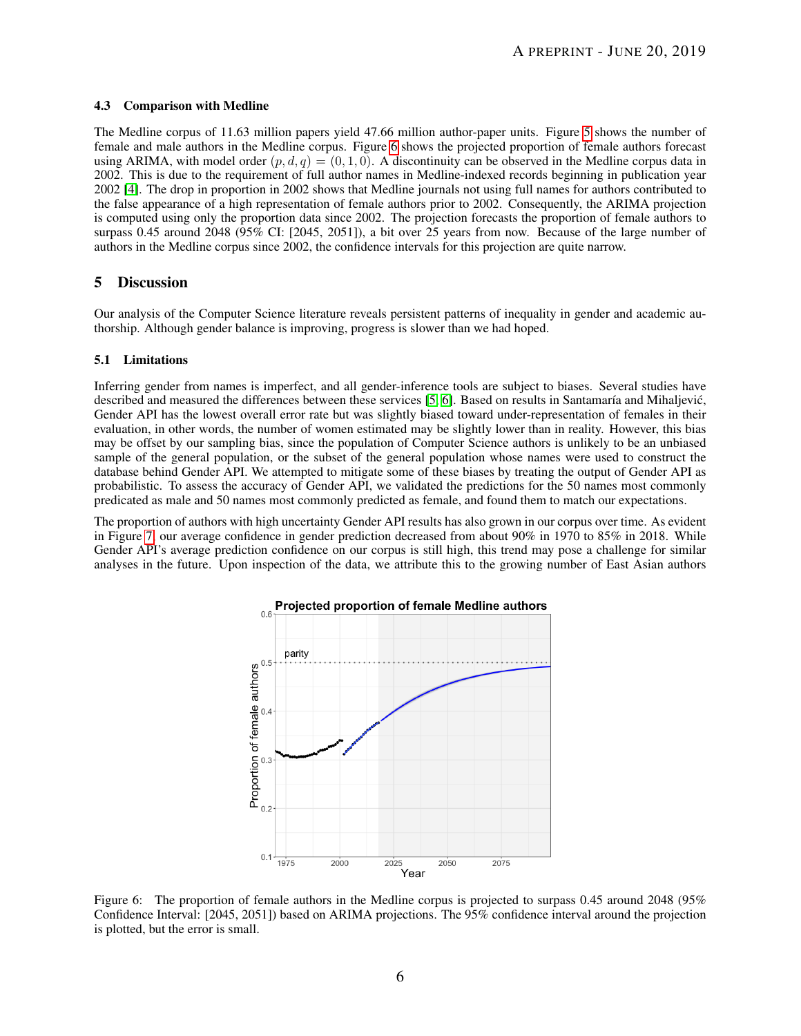### 4.3 Comparison with Medline

The Medline corpus of 11.63 million papers yield 47.66 million author-paper units. Figure 5 shows the number of female and male authors in the Medline corpus. Figure 6 shows the projected proportion of female authors forecast using ARIMA, with model order $(p, d, q) = (0, 1, 0)$. A discontinuity can be observed in the Medline corpus data in 2002. This is due to the requirement of full author names in Medline-indexed records beginning in publication year 2002 [4]. The drop in proportion in 2002 shows that Medline journals not using full names for authors contributed to the false appearance of a high representation of female authors prior to 2002. Consequently, the ARIMA projection is computed using only the proportion data since 2002. The projection forecasts the proportion of female authors to surpass 0.45 around 2048 (95% CI: [2045, 2051]), a bit over 25 years from now. Because of the large number of authors in the Medline corpus since 2002, the confidence intervals for this projection are quite narrow.

## 5 Discussion

Our analysis of the Computer Science literature reveals persistent patterns of inequality in gender and academic authorship. Although gender balance is improving, progress is slower than we had hoped.

### 5.1 Limitations

Inferring gender from names is imperfect, and all gender-inference tools are subject to biases. Several studies have described and measured the differences between these services [5, 6]. Based on results in Santamaría and Mihaljević, Gender API has the lowest overall error rate but was slightly biased toward under-representation of females in their evaluation, in other words, the number of women estimated may be slightly lower than in reality. However, this bias may be offset by our sampling bias, since the population of Computer Science authors is unlikely to be an unbiased sample of the general population, or the subset of the general population whose names were used to construct the database behind Gender API. We attempted to mitigate some of these biases by treating the output of Gender API as probabilistic. To assess the accuracy of Gender API, we validated the predictions for the 50 names most commonly predicated as male and 50 names most commonly predicted as female, and found them to match our expectations.

The proportion of authors with high uncertainty Gender API results has also grown in our corpus over time. As evident in Figure 7, our average confidence in gender prediction decreased from about 90% in 1970 to 85% in 2018. While Gender API's average prediction confidence on our corpus is still high, this trend may pose a challenge for similar analyses in the future. Upon inspection of the data, we attribute this to the growing number of East Asian authors

Figure 6: The proportion of female authors in the Medline corpus is projected to surpass 0.45 around 2048 (95% Confidence Interval: [2045, 2051]) based on ARIMA projections. The 95% confidence interval around the projection is plotted, but the error is small.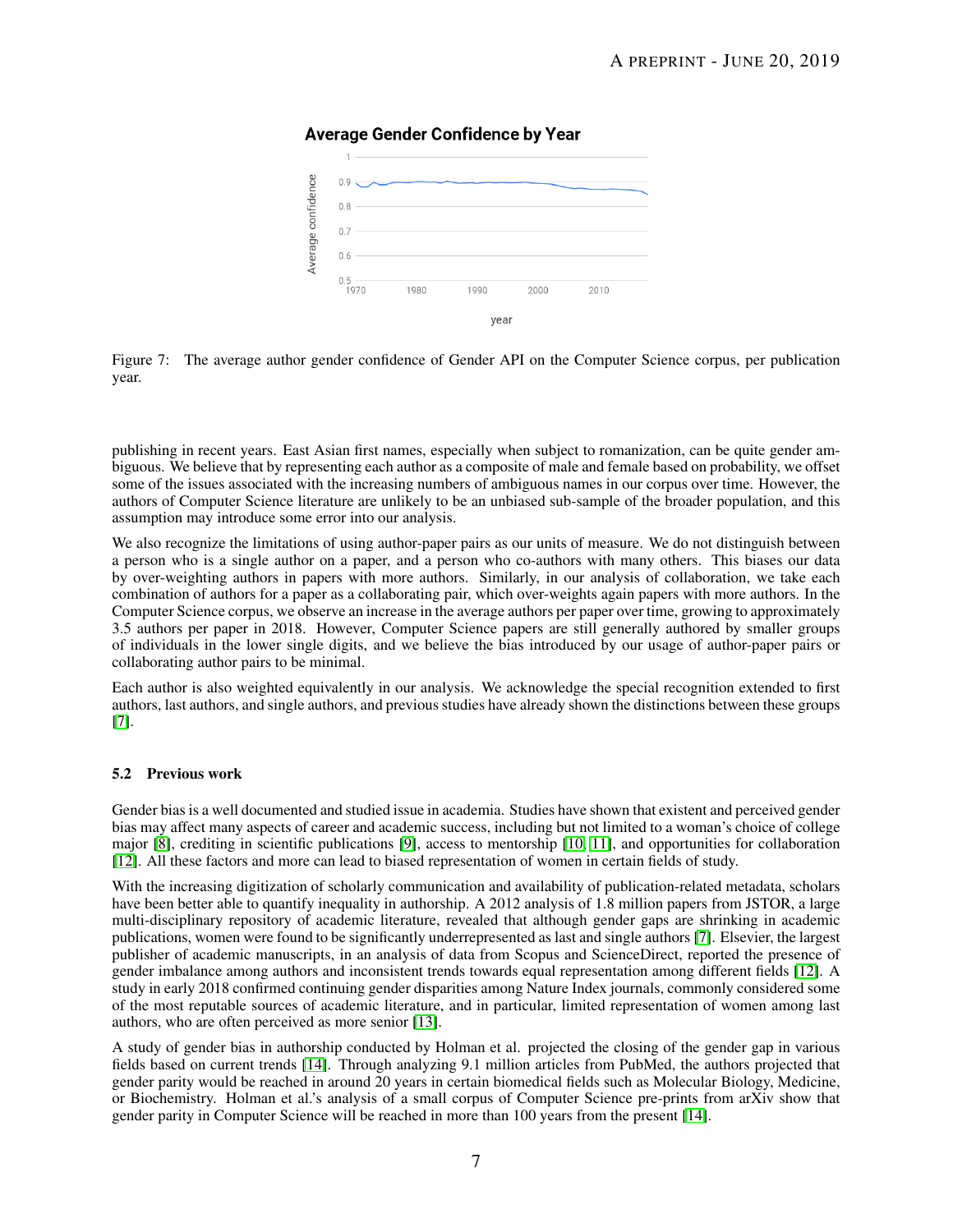Figure 7: The average author gender confidence of Gender API on the Computer Science corpus, per publication year.

publishing in recent years. East Asian first names, especially when subject to romanization, can be quite gender ambiguous. We believe that by representing each author as a composite of male and female based on probability, we offset some of the issues associated with the increasing numbers of ambiguous names in our corpus over time. However, the authors of Computer Science literature are unlikely to be an unbiased sub-sample of the broader population, and this assumption may introduce some error into our analysis.

We also recognize the limitations of using author-paper pairs as our units of measure. We do not distinguish between a person who is a single author on a paper, and a person who co-authors with many others. This biases our data by over-weighting authors in papers with more authors. Similarly, in our analysis of collaboration, we take each combination of authors for a paper as a collaborating pair, which over-weights again papers with more authors. In the Computer Science corpus, we observe an increase in the average authors per paper over time, growing to approximately 3.5 authors per paper in 2018. However, Computer Science papers are still generally authored by smaller groups of individuals in the lower single digits, and we believe the bias introduced by our usage of author-paper pairs or collaborating author pairs to be minimal.

Each author is also weighted equivalently in our analysis. We acknowledge the special recognition extended to first authors, last authors, and single authors, and previous studies have already shown the distinctions between these groups [7].

### 5.2 Previous work

Gender bias is a well documented and studied issue in academia. Studies have shown that existent and perceived gender bias may affect many aspects of career and academic success, including but not limited to a woman's choice of college major [8], crediting in scientific publications [9], access to mentorship [10, 11], and opportunities for collaboration [12]. All these factors and more can lead to biased representation of women in certain fields of study.

With the increasing digitization of scholarly communication and availability of publication-related metadata, scholars have been better able to quantify inequality in authorship. A 2012 analysis of 1.8 million papers from JSTOR, a large multi-disciplinary repository of academic literature, revealed that although gender gaps are shrinking in academic publications, women were found to be significantly underrepresented as last and single authors [7]. Elsevier, the largest publisher of academic manuscripts, in an analysis of data from Scopus and ScienceDirect, reported the presence of gender imbalance among authors and inconsistent trends towards equal representation among different fields [12]. A study in early 2018 confirmed continuing gender disparities among Nature Index journals, commonly considered some of the most reputable sources of academic literature, and in particular, limited representation of women among last authors, who are often perceived as more senior [13].

A study of gender bias in authorship conducted by Holman et al. projected the closing of the gender gap in various fields based on current trends [14]. Through analyzing 9.1 million articles from PubMed, the authors projected that gender parity would be reached in around 20 years in certain biomedical fields such as Molecular Biology, Medicine, or Biochemistry. Holman et al.'s analysis of a small corpus of Computer Science pre-prints from arXiv show that gender parity in Computer Science will be reached in more than 100 years from the present [14].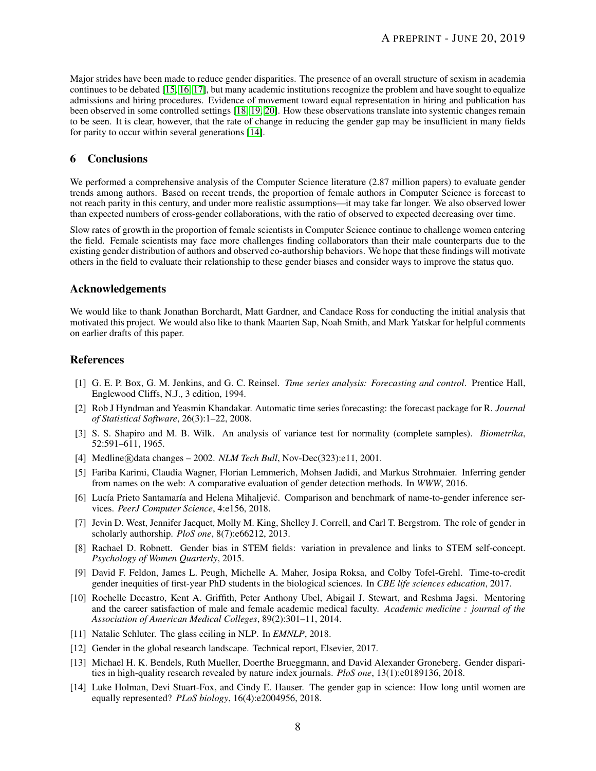Major strides have been made to reduce gender disparities. The presence of an overall structure of sexism in academia continues to be debated [15, 16, 17], but many academic institutions recognize the problem and have sought to equalize admissions and hiring procedures. Evidence of movement toward equal representation in hiring and publication has been observed in some controlled settings [18, 19, 20]. How these observations translate into systemic changes remain to be seen. It is clear, however, that the rate of change in reducing the gender gap may be insufficient in many fields for parity to occur within several generations [14].

## 6 Conclusions

We performed a comprehensive analysis of the Computer Science literature (2.87 million papers) to evaluate gender trends among authors. Based on recent trends, the proportion of female authors in Computer Science is forecast to not reach parity in this century, and under more realistic assumptions—it may take far longer. We also observed lower than expected numbers of cross-gender collaborations, with the ratio of observed to expected decreasing over time.

Slow rates of growth in the proportion of female scientists in Computer Science continue to challenge women entering the field. Female scientists may face more challenges finding collaborators than their male counterparts due to the existing gender distribution of authors and observed co-authorship behaviors. We hope that these findings will motivate others in the field to evaluate their relationship to these gender biases and consider ways to improve the status quo.

## Acknowledgements

We would like to thank Jonathan Borchardt, Matt Gardner, and Candace Ross for conducting the initial analysis that motivated this project. We would also like to thank Maarten Sap, Noah Smith, and Mark Yatskar for helpful comments on earlier drafts of this paper.

## References

[1] G. E. P. Box, G. M. Jenkins, and G. C. Reinsel. *Time series analysis: Forecasting and control*. Prentice Hall, Englewood Cliffs, N.J., 3 edition, 1994.

[2] Rob J Hyndman and Yeasmin Khandakar. Automatic time series forecasting: the forecast package for R. *Journal of Statistical Software*, 26(3):1–22, 2008.

[3] S. S. Shapiro and M. B. Wilk. An analysis of variance test for normality (complete samples). *Biometrika*, 52:591–611, 1965.

[4] Medline®data changes – 2002. *NLM Tech Bull*, Nov-Dec(323):e11, 2001.

[5] Fariba Karimi, Claudia Wagner, Florian Lemmerich, Mohsen Jadidi, and Markus Strohmaier. Inferring gender from names on the web: A comparative evaluation of gender detection methods. In *WWW*, 2016.

[6] Lucía Prieto Santamaría and Helena Mihaljević. Comparison and benchmark of name-to-gender inference services. *PeerJ Computer Science*, 4:e156, 2018.

[7] Jevin D. West, Jennifer Jacquet, Molly M. King, Shelley J. Correll, and Carl T. Bergstrom. The role of gender in scholarly authorship. *PloS one*, 8(7):e66212, 2013.

[8] Rachael D. Robnett. Gender bias in STEM fields: variation in prevalence and links to STEM self-concept. *Psychology of Women Quarterly*, 2015.

[9] David F. Feldon, James L. Peugh, Michelle A. Maher, Josipa Roksa, and Colby Tofel-Grehl. Time-to-credit gender inequities of first-year PhD students in the biological sciences. In *CBE life sciences education*, 2017.

[10] Rochelle Decastro, Kent A. Griffith, Peter Anthony Ubel, Abigail J. Stewart, and Reshma Jagsi. Mentoring and the career satisfaction of male and female academic medical faculty. *Academic medicine : journal of the Association of American Medical Colleges*, 89(2):301–11, 2014.

[11] Natalie Schluter. The glass ceiling in NLP. In *EMNLP*, 2018.

[12] Gender in the global research landscape. Technical report, Elsevier, 2017.

[13] Michael H. K. Bendels, Ruth Mueller, Doerthe Brueggmann, and David Alexander Groneberg. Gender disparities in high-quality research revealed by nature index journals. *PloS one*, 13(1):e0189136, 2018.

[14] Luke Holman, Devi Stuart-Fox, and Cindy E. Hauser. The gender gap in science: How long until women are equally represented? *PLoS biology*, 16(4):e2004956, 2018.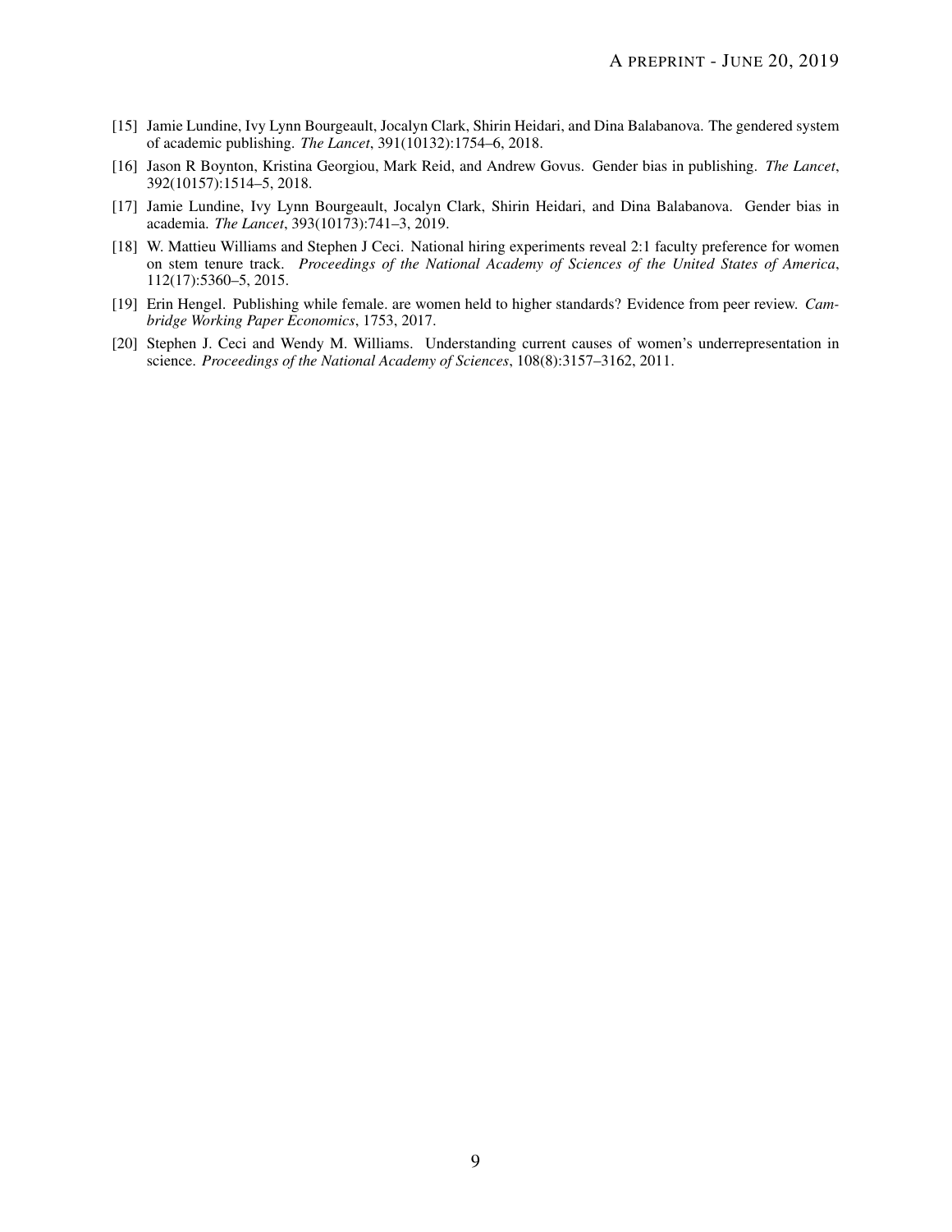[15] Jamie Lundine, Ivy Lynn Bourgeault, Jocalyn Clark, Shirin Heidari, and Dina Balabanova. The gendered system of academic publishing. *The Lancet*, 391(10132):1754–6, 2018.

[16] Jason R Boynton, Kristina Georgiou, Mark Reid, and Andrew Govus. Gender bias in publishing. *The Lancet*, 392(10157):1514–5, 2018.

[17] Jamie Lundine, Ivy Lynn Bourgeault, Jocalyn Clark, Shirin Heidari, and Dina Balabanova. Gender bias in academia. *The Lancet*, 393(10173):741–3, 2019.

[18] W. Mattieu Williams and Stephen J Ceci. National hiring experiments reveal 2:1 faculty preference for women on stem tenure track. *Proceedings of the National Academy of Sciences of the United States of America*, 112(17):5360–5, 2015.

[19] Erin Hengel. Publishing while female. are women held to higher standards? Evidence from peer review. *Cambridge Working Paper Economics*, 1753, 2017.

[20] Stephen J. Ceci and Wendy M. Williams. Understanding current causes of women's underrepresentation in science. *Proceedings of the National Academy of Sciences*, 108(8):3157–3162, 2011.